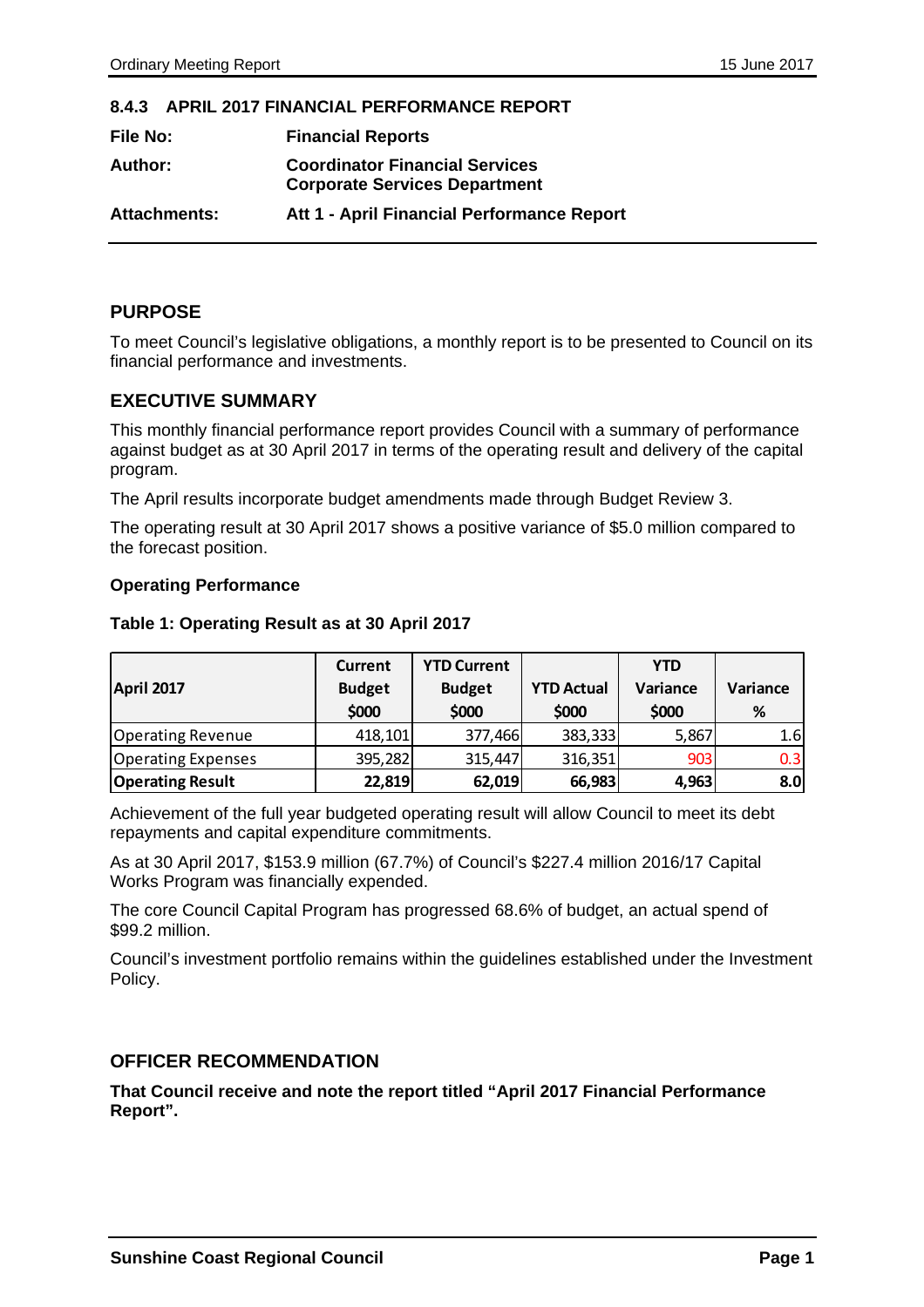## 8.4.3 APRIL 2017 FINANCIAL PERFORMANCE REPORT

| | |
|---|---|
| **File No:** | **Financial Reports** |
| **Author:** | **Coordinator Financial Services**<br>**Corporate Services Department** |
| **Attachments:** | **Att 1 - April Financial Performance Report** |

## PURPOSE

To meet Council's legislative obligations, a monthly report is to be presented to Council on its financial performance and investments.

## EXECUTIVE SUMMARY

This monthly financial performance report provides Council with a summary of performance against budget as at 30 April 2017 in terms of the operating result and delivery of the capital program.

The April results incorporate budget amendments made through Budget Review 3.

The operating result at 30 April 2017 shows a positive variance of $5.0 million compared to the forecast position.

**Operating Performance**

**Table 1: Operating Result as at 30 April 2017**

| April 2017 | Current Budget $000 | YTD Current Budget $000 | YTD Actual $000 | YTD Variance $000 | Variance % |
|---|---|---|---|---|---|
| Operating Revenue | 418,101 | 377,466 | 383,333 | 5,867 | 1.6 |
| Operating Expenses | 395,282 | 315,447 | 316,351 | 903 | 0.3 |
| **Operating Result** | **22,819** | **62,019** | **66,983** | **4,963** | **8.0** |

Achievement of the full year budgeted operating result will allow Council to meet its debt repayments and capital expenditure commitments.

As at 30 April 2017, $153.9 million (67.7%) of Council's $227.4 million 2016/17 Capital Works Program was financially expended.

The core Council Capital Program has progressed 68.6% of budget, an actual spend of $99.2 million.

Council's investment portfolio remains within the guidelines established under the Investment Policy.

## OFFICER RECOMMENDATION

**That Council receive and note the report titled "April 2017 Financial Performance Report".**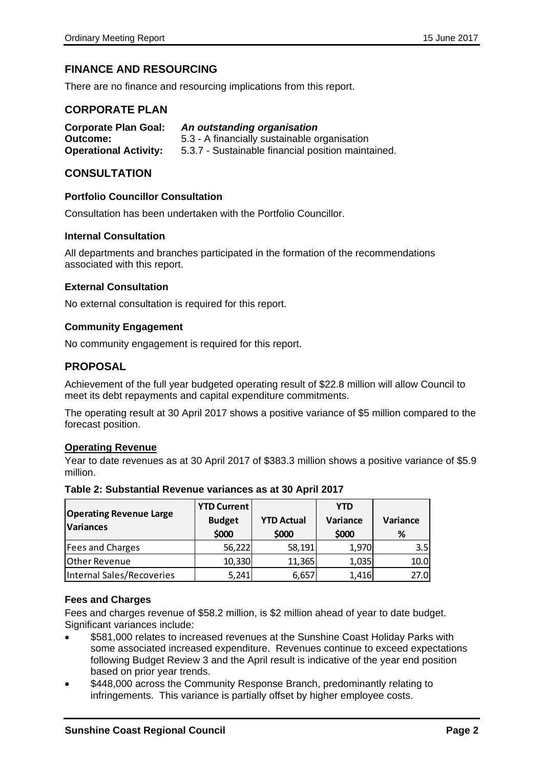## FINANCE AND RESOURCING

There are no finance and resourcing implications from this report.

## CORPORATE PLAN

**Corporate Plan Goal:** ***An outstanding organisation***
**Outcome:** 5.3 - A financially sustainable organisation
**Operational Activity:** 5.3.7 - Sustainable financial position maintained.

## CONSULTATION

### Portfolio Councillor Consultation

Consultation has been undertaken with the Portfolio Councillor.

### Internal Consultation

All departments and branches participated in the formation of the recommendations associated with this report.

### External Consultation

No external consultation is required for this report.

### Community Engagement

No community engagement is required for this report.

## PROPOSAL

Achievement of the full year budgeted operating result of $22.8 million will allow Council to meet its debt repayments and capital expenditure commitments.

The operating result at 30 April 2017 shows a positive variance of $5 million compared to the forecast position.

**Operating Revenue**

Year to date revenues as at 30 April 2017 of $383.3 million shows a positive variance of $5.9 million.

**Table 2: Substantial Revenue variances as at 30 April 2017**

| Operating Revenue Large Variances | YTD Current Budget $000 | YTD Actual $000 | YTD Variance $000 | Variance % |
|---|---|---|---|---|
| Fees and Charges | 56,222 | 58,191 | 1,970 | 3.5 |
| Other Revenue | 10,330 | 11,365 | 1,035 | 10.0 |
| Internal Sales/Recoveries | 5,241 | 6,657 | 1,416 | 27.0 |

### Fees and Charges

Fees and charges revenue of $58.2 million, is $2 million ahead of year to date budget. Significant variances include:

- $581,000 relates to increased revenues at the Sunshine Coast Holiday Parks with some associated increased expenditure. Revenues continue to exceed expectations following Budget Review 3 and the April result is indicative of the year end position based on prior year trends.
- $448,000 across the Community Response Branch, predominantly relating to infringements. This variance is partially offset by higher employee costs.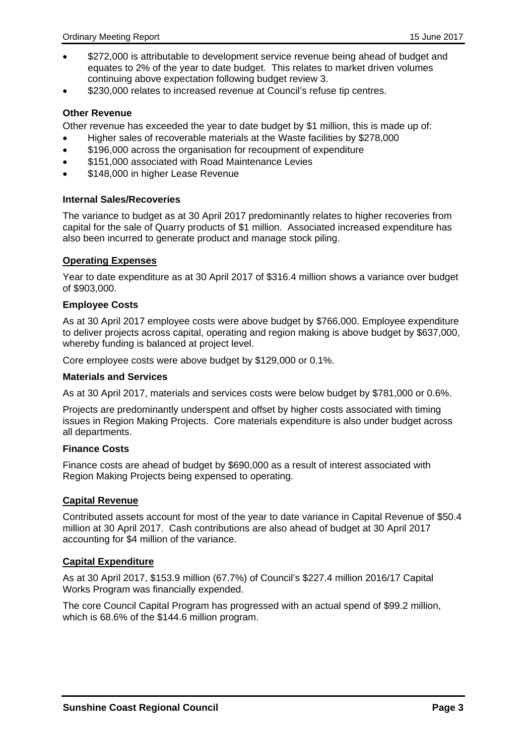- $272,000 is attributable to development service revenue being ahead of budget and equates to 2% of the year to date budget. This relates to market driven volumes continuing above expectation following budget review 3.
- $230,000 relates to increased revenue at Council's refuse tip centres.

**Other Revenue**

Other revenue has exceeded the year to date budget by $1 million, this is made up of:

- Higher sales of recoverable materials at the Waste facilities by $278,000
- $196,000 across the organisation for recoupment of expenditure
- $151,000 associated with Road Maintenance Levies
- $148,000 in higher Lease Revenue

**Internal Sales/Recoveries**

The variance to budget as at 30 April 2017 predominantly relates to higher recoveries from capital for the sale of Quarry products of $1 million. Associated increased expenditure has also been incurred to generate product and manage stock piling.

**Operating Expenses**

Year to date expenditure as at 30 April 2017 of $316.4 million shows a variance over budget of $903,000.

**Employee Costs**

As at 30 April 2017 employee costs were above budget by $766,000. Employee expenditure to deliver projects across capital, operating and region making is above budget by $637,000, whereby funding is balanced at project level.

Core employee costs were above budget by $129,000 or 0.1%.

**Materials and Services**

As at 30 April 2017, materials and services costs were below budget by $781,000 or 0.6%.

Projects are predominantly underspent and offset by higher costs associated with timing issues in Region Making Projects. Core materials expenditure is also under budget across all departments.

**Finance Costs**

Finance costs are ahead of budget by $690,000 as a result of interest associated with Region Making Projects being expensed to operating.

**Capital Revenue**

Contributed assets account for most of the year to date variance in Capital Revenue of $50.4 million at 30 April 2017. Cash contributions are also ahead of budget at 30 April 2017 accounting for $4 million of the variance.

**Capital Expenditure**

As at 30 April 2017, $153.9 million (67.7%) of Council's $227.4 million 2016/17 Capital Works Program was financially expended.

The core Council Capital Program has progressed with an actual spend of $99.2 million, which is 68.6% of the $144.6 million program.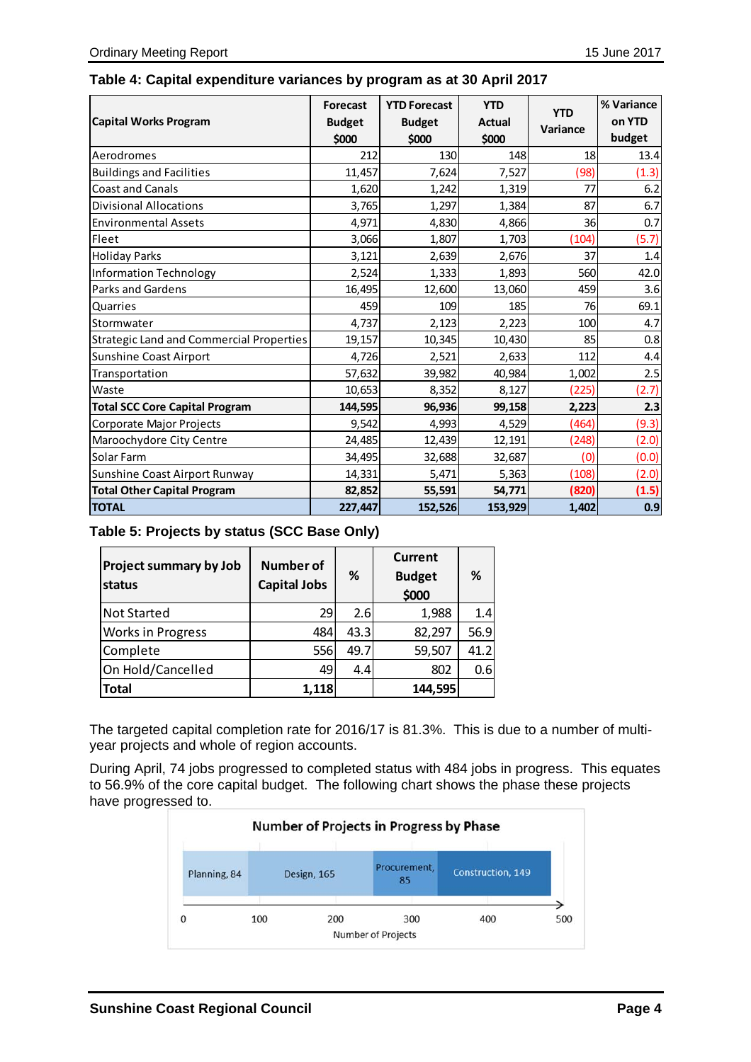**Table 4: Capital expenditure variances by program as at 30 April 2017**

| Capital Works Program | Forecast Budget $000 | YTD Forecast Budget $000 | YTD Actual $000 | YTD Variance | % Variance on YTD budget |
|---|---|---|---|---|---|
| Aerodromes | 212 | 130 | 148 | 18 | 13.4 |
| Buildings and Facilities | 11,457 | 7,624 | 7,527 | (98) | (1.3) |
| Coast and Canals | 1,620 | 1,242 | 1,319 | 77 | 6.2 |
| Divisional Allocations | 3,765 | 1,297 | 1,384 | 87 | 6.7 |
| Environmental Assets | 4,971 | 4,830 | 4,866 | 36 | 0.7 |
| Fleet | 3,066 | 1,807 | 1,703 | (104) | (5.7) |
| Holiday Parks | 3,121 | 2,639 | 2,676 | 37 | 1.4 |
| Information Technology | 2,524 | 1,333 | 1,893 | 560 | 42.0 |
| Parks and Gardens | 16,495 | 12,600 | 13,060 | 459 | 3.6 |
| Quarries | 459 | 109 | 185 | 76 | 69.1 |
| Stormwater | 4,737 | 2,123 | 2,223 | 100 | 4.7 |
| Strategic Land and Commercial Properties | 19,157 | 10,345 | 10,430 | 85 | 0.8 |
| Sunshine Coast Airport | 4,726 | 2,521 | 2,633 | 112 | 4.4 |
| Transportation | 57,632 | 39,982 | 40,984 | 1,002 | 2.5 |
| Waste | 10,653 | 8,352 | 8,127 | (225) | (2.7) |
| **Total SCC Core Capital Program** | **144,595** | **96,936** | **99,158** | **2,223** | **2.3** |
| Corporate Major Projects | 9,542 | 4,993 | 4,529 | (464) | (9.3) |
| Maroochydore City Centre | 24,485 | 12,439 | 12,191 | (248) | (2.0) |
| Solar Farm | 34,495 | 32,688 | 32,687 | (0) | (0.0) |
| Sunshine Coast Airport Runway | 14,331 | 5,471 | 5,363 | (108) | (2.0) |
| **Total Other Capital Program** | **82,852** | **55,591** | **54,771** | **(820)** | **(1.5)** |
| **TOTAL** | **227,447** | **152,526** | **153,929** | **1,402** | **0.9** |

**Table 5: Projects by status (SCC Base Only)**

| Project summary by Job status | Number of Capital Jobs | % | Current Budget $000 | % |
|---|---|---|---|---|
| Not Started | 29 | 2.6 | 1,988 | 1.4 |
| Works in Progress | 484 | 43.3 | 82,297 | 56.9 |
| Complete | 556 | 49.7 | 59,507 | 41.2 |
| On Hold/Cancelled | 49 | 4.4 | 802 | 0.6 |
| **Total** | **1,118** | | **144,595** | |

The targeted capital completion rate for 2016/17 is 81.3%. This is due to a number of multi-year projects and whole of region accounts.

During April, 74 jobs progressed to completed status with 484 jobs in progress. This equates to 56.9% of the core capital budget. The following chart shows the phase these projects have progressed to.

**Number of Projects in Progress by Phase**

| Phase | Number of Projects |
|---|---|
| Planning | 84 |
| Design | 165 |
| Procurement | 85 |
| Construction | 149 |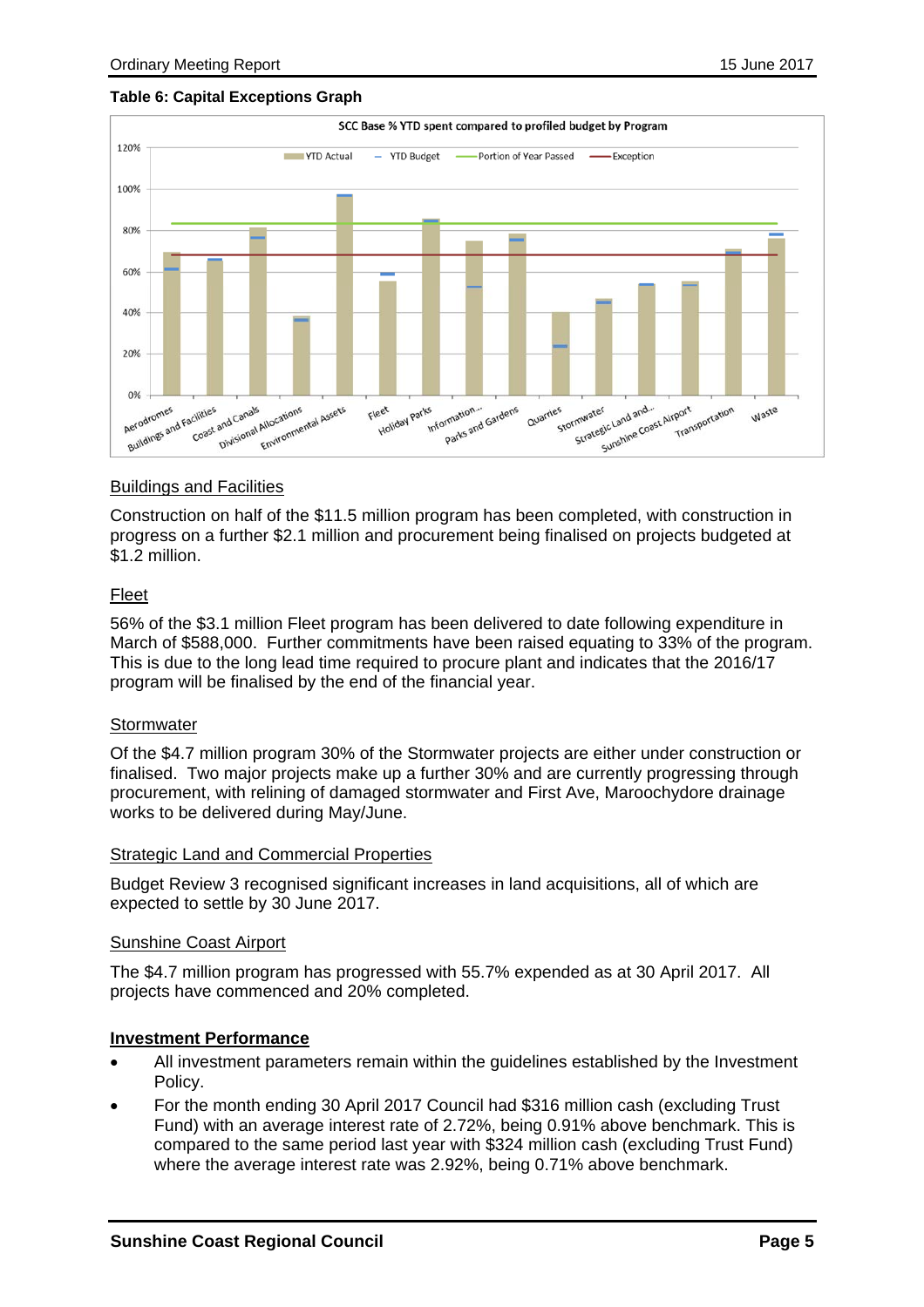**Table 6: Capital Exceptions Graph**

SCC Base % YTD spent compared to profiled budget by Program

YTD Actual — YTD Budget — Portion of Year Passed — Exception

Aerodromes, Buildings and Facilities, Coast and Canals, Divisional Allocations, Environmental Assets, Fleet, Holiday Parks, Information..., Parks and Gardens, Quarries, Stormwater, Strategic Land and..., Sunshine Coast Airport, Transportation, Waste

<u>Buildings and Facilities</u>

Construction on half of the $11.5 million program has been completed, with construction in progress on a further $2.1 million and procurement being finalised on projects budgeted at $1.2 million.

<u>Fleet</u>

56% of the $3.1 million Fleet program has been delivered to date following expenditure in March of $588,000. Further commitments have been raised equating to 33% of the program. This is due to the long lead time required to procure plant and indicates that the 2016/17 program will be finalised by the end of the financial year.

<u>Stormwater</u>

Of the $4.7 million program 30% of the Stormwater projects are either under construction or finalised. Two major projects make up a further 30% and are currently progressing through procurement, with relining of damaged stormwater and First Ave, Maroochydore drainage works to be delivered during May/June.

<u>Strategic Land and Commercial Properties</u>

Budget Review 3 recognised significant increases in land acquisitions, all of which are expected to settle by 30 June 2017.

<u>Sunshine Coast Airport</u>

The $4.7 million program has progressed with 55.7% expended as at 30 April 2017. All projects have commenced and 20% completed.

**<u>Investment Performance</u>**

- All investment parameters remain within the guidelines established by the Investment Policy.
- For the month ending 30 April 2017 Council had $316 million cash (excluding Trust Fund) with an average interest rate of 2.72%, being 0.91% above benchmark. This is compared to the same period last year with $324 million cash (excluding Trust Fund) where the average interest rate was 2.92%, being 0.71% above benchmark.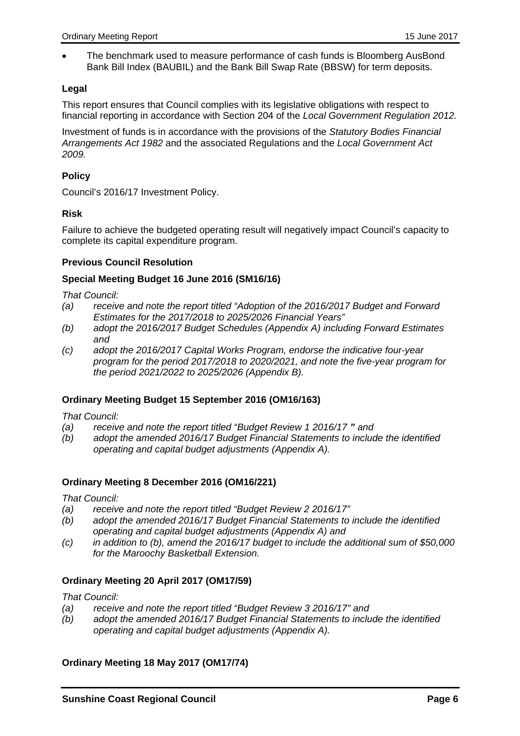- The benchmark used to measure performance of cash funds is Bloomberg AusBond Bank Bill Index (BAUBIL) and the Bank Bill Swap Rate (BBSW) for term deposits.

**Legal**

This report ensures that Council complies with its legislative obligations with respect to financial reporting in accordance with Section 204 of the *Local Government Regulation 2012.*

Investment of funds is in accordance with the provisions of the *Statutory Bodies Financial Arrangements Act 1982* and the associated Regulations and the *Local Government Act 2009.*

**Policy**

Council's 2016/17 Investment Policy.

**Risk**

Failure to achieve the budgeted operating result will negatively impact Council's capacity to complete its capital expenditure program.

**Previous Council Resolution**

**Special Meeting Budget 16 June 2016 (SM16/16)**

*That Council:*

*(a) receive and note the report titled "Adoption of the 2016/2017 Budget and Forward Estimates for the 2017/2018 to 2025/2026 Financial Years"*

*(b) adopt the 2016/2017 Budget Schedules (Appendix A) including Forward Estimates and*

*(c) adopt the 2016/2017 Capital Works Program, endorse the indicative four-year program for the period 2017/2018 to 2020/2021, and note the five-year program for the period 2021/2022 to 2025/2026 (Appendix B).*

**Ordinary Meeting Budget 15 September 2016 (OM16/163)**

*That Council:*

*(a) receive and note the report titled "Budget Review 1 2016/17 " and*

*(b) adopt the amended 2016/17 Budget Financial Statements to include the identified operating and capital budget adjustments (Appendix A).*

**Ordinary Meeting 8 December 2016 (OM16/221)**

*That Council:*

*(a) receive and note the report titled "Budget Review 2 2016/17"*

*(b) adopt the amended 2016/17 Budget Financial Statements to include the identified operating and capital budget adjustments (Appendix A) and*

*(c) in addition to (b), amend the 2016/17 budget to include the additional sum of $50,000 for the Maroochy Basketball Extension.*

**Ordinary Meeting 20 April 2017 (OM17/59)**

*That Council:*

*(a) receive and note the report titled "Budget Review 3 2016/17" and*

*(b) adopt the amended 2016/17 Budget Financial Statements to include the identified operating and capital budget adjustments (Appendix A).*

**Ordinary Meeting 18 May 2017 (OM17/74)**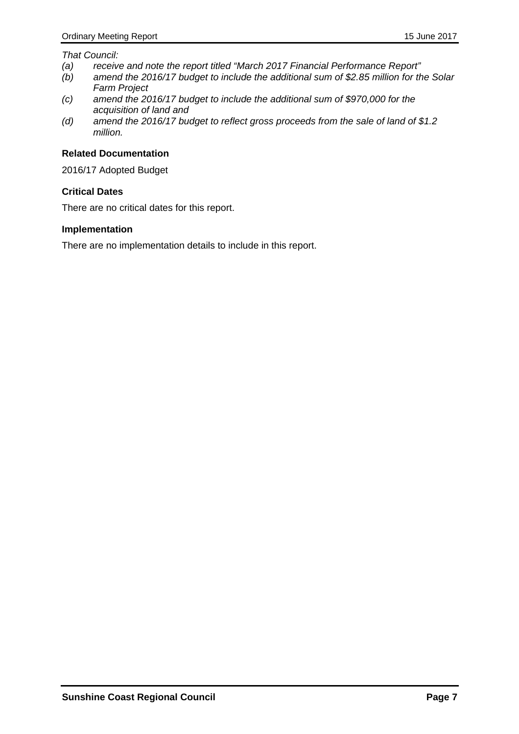*That Council:*

*(a) receive and note the report titled “March 2017 Financial Performance Report”*

*(b) amend the 2016/17 budget to include the additional sum of $2.85 million for the Solar Farm Project*

*(c) amend the 2016/17 budget to include the additional sum of $970,000 for the acquisition of land and*

*(d) amend the 2016/17 budget to reflect gross proceeds from the sale of land of $1.2 million.*

**Related Documentation**

2016/17 Adopted Budget

**Critical Dates**

There are no critical dates for this report.

**Implementation**

There are no implementation details to include in this report.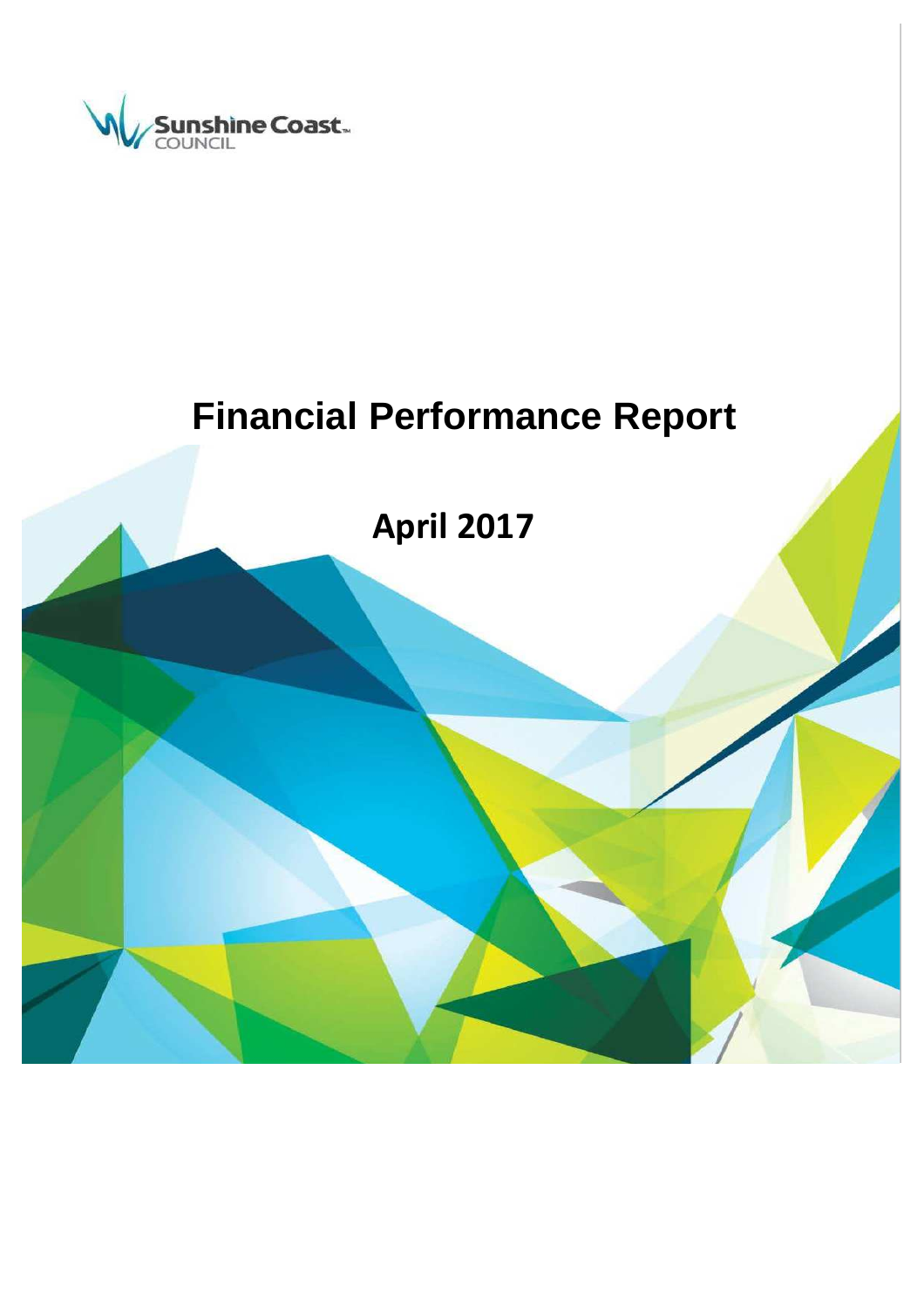Sunshine Coast COUNCIL

# Financial Performance Report

## April 2017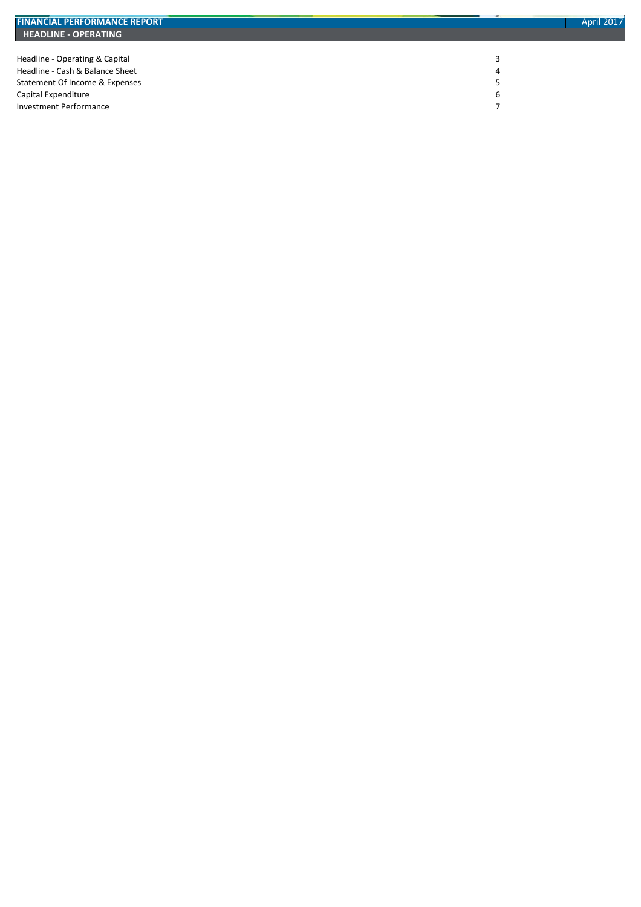# FINANCIAL PERFORMANCE REPORT

April 2017

## HEADLINE - OPERATING

| | |
|---|---|
| Headline - Operating & Capital | 3 |
| Headline - Cash & Balance Sheet | 4 |
| Statement Of Income & Expenses | 5 |
| Capital Expenditure | 6 |
| Investment Performance | 7 |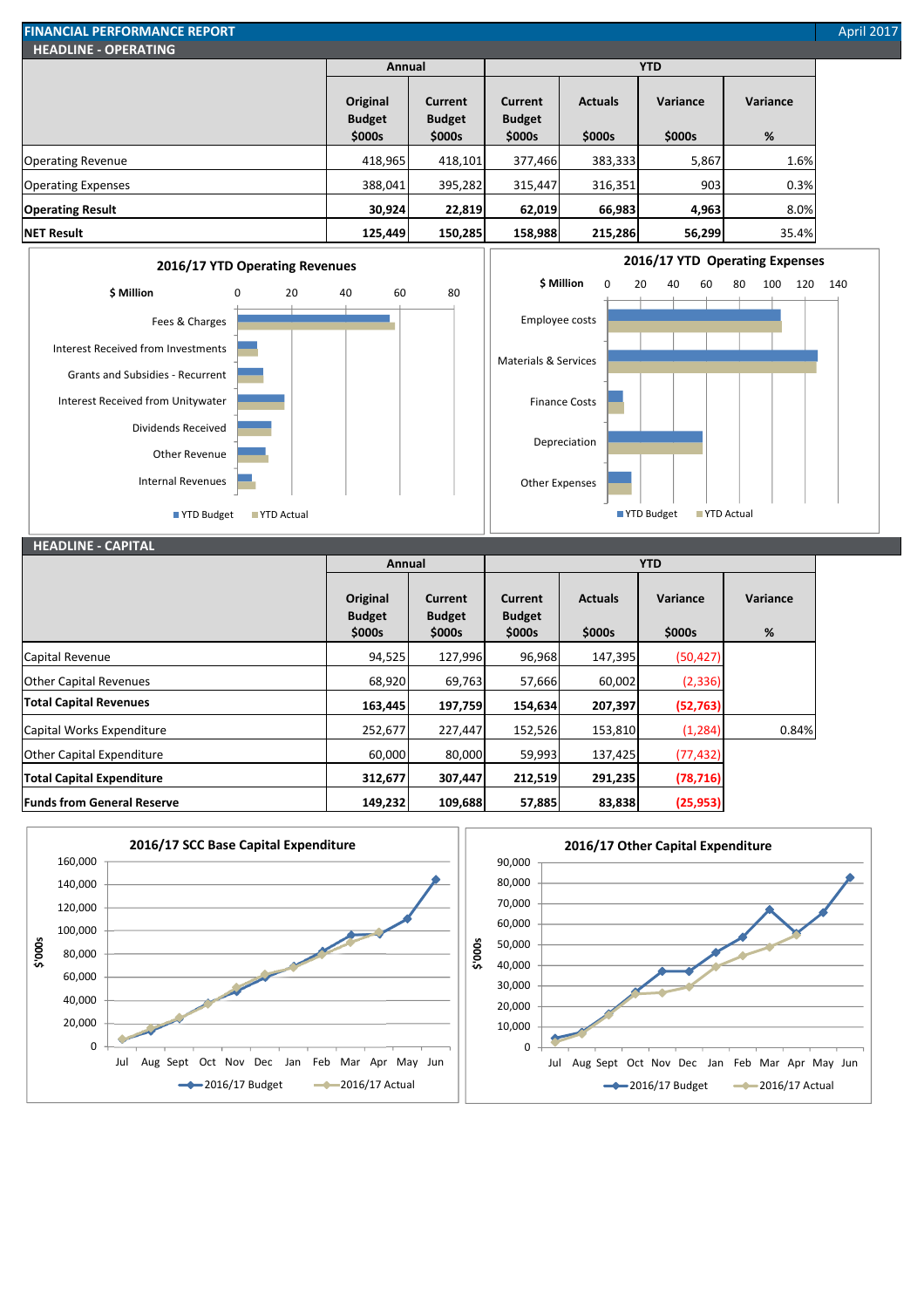# FINANCIAL PERFORMANCE REPORT

April 2017

## HEADLINE - OPERATING

| | Annual | | YTD | | | |
|---|---|---|---|---|---|---|
| | Original Budget $000s | Current Budget $000s | Current Budget $000s | Actuals $000s | Variance $000s | Variance % |
| Operating Revenue | 418,965 | 418,101 | 377,466 | 383,333 | 5,867 | 1.6% |
| Operating Expenses | 388,041 | 395,282 | 315,447 | 316,351 | 903 | 0.3% |
| **Operating Result** | **30,924** | **22,819** | **62,019** | **66,983** | **4,963** | **8.0%** |
| **NET Result** | **125,449** | **150,285** | **158,988** | **215,286** | **56,299** | **35.4%** |

**2016/17 YTD Operating Revenues**

$ Million: 0, 20, 40, 60, 80

- Fees & Charges
- Interest Received from Investments
- Grants and Subsidies - Recurrent
- Interest Received from Unitywater
- Dividends Received
- Other Revenue
- Internal Revenues

YTD Budget / YTD Actual

**2016/17 YTD Operating Expenses**

$ Million: 0, 20, 40, 60, 80, 100, 120, 140

- Employee costs
- Materials & Services
- Finance Costs
- Depreciation
- Other Expenses

YTD Budget / YTD Actual

## HEADLINE - CAPITAL

| | Annual | | YTD | | | |
|---|---|---|---|---|---|---|
| | Original Budget $000s | Current Budget $000s | Current Budget $000s | Actuals $000s | Variance $000s | Variance % |
| Capital Revenue | 94,525 | 127,996 | 96,968 | 147,395 | (50,427) | |
| Other Capital Revenues | 68,920 | 69,763 | 57,666 | 60,002 | (2,336) | |
| **Total Capital Revenues** | **163,445** | **197,759** | **154,634** | **207,397** | **(52,763)** | |
| Capital Works Expenditure | 252,677 | 227,447 | 152,526 | 153,810 | (1,284) | 0.84% |
| Other Capital Expenditure | 60,000 | 80,000 | 59,993 | 137,425 | (77,432) | |
| **Total Capital Expenditure** | **312,677** | **307,447** | **212,519** | **291,235** | **(78,716)** | |
| **Funds from General Reserve** | **149,232** | **109,688** | **57,885** | **83,838** | **(25,953)** | |

**2016/17 SCC Base Capital Expenditure**

$'000s: 0, 20,000, 40,000, 60,000, 80,000, 100,000, 120,000, 140,000, 160,000

Jul, Aug, Sept, Oct, Nov, Dec, Jan, Feb, Mar, Apr, May, Jun

2016/17 Budget / 2016/17 Actual

**2016/17 Other Capital Expenditure**

$'000s: 0, 10,000, 20,000, 30,000, 40,000, 50,000, 60,000, 70,000, 80,000, 90,000

Jul, Aug, Sept, Oct, Nov, Dec, Jan, Feb, Mar, Apr, May, Jun

2016/17 Budget / 2016/17 Actual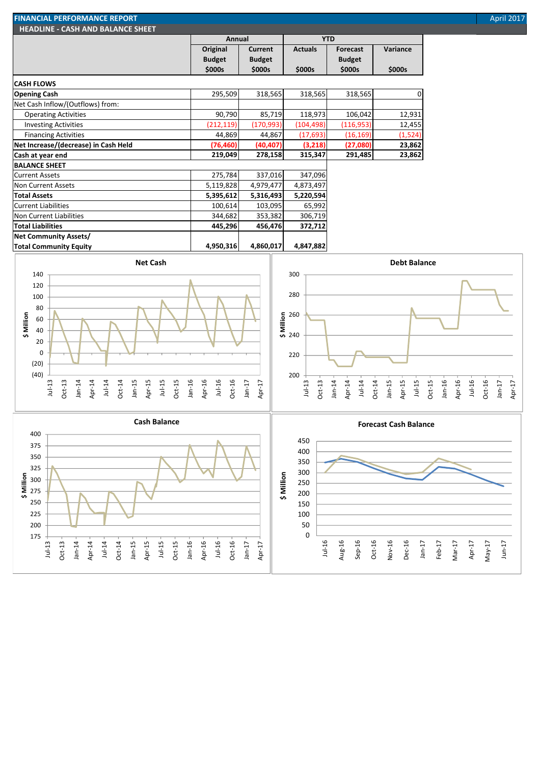# FINANCIAL PERFORMANCE REPORT

April 2017

## HEADLINE - CASH AND BALANCE SHEET

| | Annual | | YTD | | |
|---|---|---|---|---|---|
| | Original Budget $000s | Current Budget $000s | Actuals $000s | Forecast Budget $000s | Variance $000s |
| **CASH FLOWS** | | | | | |
| **Opening Cash** | 295,509 | 318,565 | 318,565 | 318,565 | 0 |
| Net Cash Inflow/(Outflows) from: | | | | | |
| Operating Activities | 90,790 | 85,719 | 118,973 | 106,042 | 12,931 |
| Investing Activities | (212,119) | (170,993) | (104,498) | (116,953) | 12,455 |
| Financing Activities | 44,869 | 44,867 | (17,693) | (16,169) | (1,524) |
| **Net Increase/(decrease) in Cash Held** | **(76,460)** | **(40,407)** | **(3,218)** | **(27,080)** | **23,862** |
| **Cash at year end** | **219,049** | **278,158** | **315,347** | **291,485** | **23,862** |
| **BALANCE SHEET** | | | | | |
| Current Assets | 275,784 | 337,016 | 347,096 | | |
| Non Current Assets | 5,119,828 | 4,979,477 | 4,873,497 | | |
| **Total Assets** | **5,395,612** | **5,316,493** | **5,220,594** | | |
| Current Liabilities | 100,614 | 103,095 | 65,992 | | |
| Non Current Liabilities | 344,682 | 353,382 | 306,719 | | |
| **Total Liabilities** | **445,296** | **456,476** | **372,712** | | |
| **Net Community Assets/ Total Community Equity** | **4,950,316** | **4,860,017** | **4,847,882** | | |

**Net Cash**

**Debt Balance**

**Cash Balance**

**Forecast Cash Balance**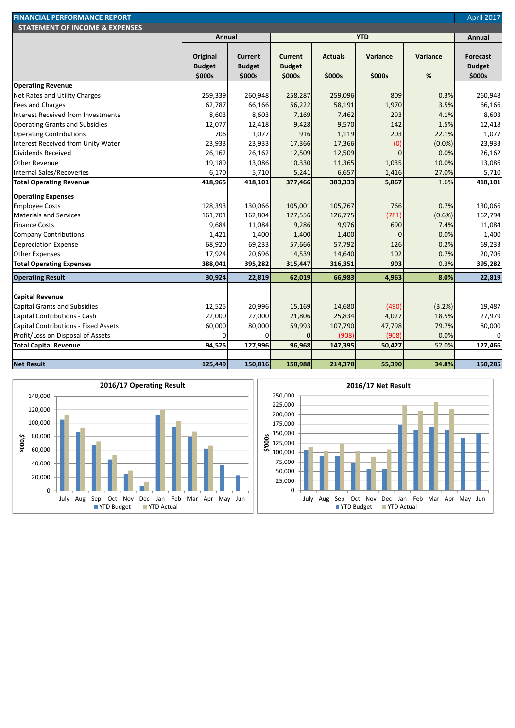# FINANCIAL PERFORMANCE REPORT

April 2017

## STATEMENT OF INCOME & EXPENSES

| | Annual | | YTD | | | | Annual |
|---|---|---|---|---|---|---|---|
| | Original Budget $000s | Current Budget $000s | Current Budget $000s | Actuals $000s | Variance $000s | Variance % | Forecast Budget $000s |
| **Operating Revenue** | | | | | | | |
| Net Rates and Utility Charges | 259,339 | 260,948 | 258,287 | 259,096 | 809 | 0.3% | 260,948 |
| Fees and Charges | 62,787 | 66,166 | 56,222 | 58,191 | 1,970 | 3.5% | 66,166 |
| Interest Received from Investments | 8,603 | 8,603 | 7,169 | 7,462 | 293 | 4.1% | 8,603 |
| Operating Grants and Subsidies | 12,077 | 12,418 | 9,428 | 9,570 | 142 | 1.5% | 12,418 |
| Operating Contributions | 706 | 1,077 | 916 | 1,119 | 203 | 22.1% | 1,077 |
| Interest Received from Unity Water | 23,933 | 23,933 | 17,366 | 17,366 | (0) | (0.0%) | 23,933 |
| Dividends Received | 26,162 | 26,162 | 12,509 | 12,509 | 0 | 0.0% | 26,162 |
| Other Revenue | 19,189 | 13,086 | 10,330 | 11,365 | 1,035 | 10.0% | 13,086 |
| Internal Sales/Recoveries | 6,170 | 5,710 | 5,241 | 6,657 | 1,416 | 27.0% | 5,710 |
| **Total Operating Revenue** | **418,965** | **418,101** | **377,466** | **383,333** | **5,867** | 1.6% | **418,101** |
| **Operating Expenses** | | | | | | | |
| Employee Costs | 128,393 | 130,066 | 105,001 | 105,767 | 766 | 0.7% | 130,066 |
| Materials and Services | 161,701 | 162,804 | 127,556 | 126,775 | (781) | (0.6%) | 162,794 |
| Finance Costs | 9,684 | 11,084 | 9,286 | 9,976 | 690 | 7.4% | 11,084 |
| Company Contributions | 1,421 | 1,400 | 1,400 | 1,400 | 0 | 0.0% | 1,400 |
| Depreciation Expense | 68,920 | 69,233 | 57,666 | 57,792 | 126 | 0.2% | 69,233 |
| Other Expenses | 17,924 | 20,696 | 14,539 | 14,640 | 102 | 0.7% | 20,706 |
| **Total Operating Expenses** | **388,041** | **395,282** | **315,447** | **316,351** | **903** | 0.3% | **395,282** |
| **Operating Result** | **30,924** | **22,819** | **62,019** | **66,983** | **4,963** | **8.0%** | **22,819** |
| **Capital Revenue** | | | | | | | |
| Capital Grants and Subsidies | 12,525 | 20,996 | 15,169 | 14,680 | (490) | (3.2%) | 19,487 |
| Capital Contributions - Cash | 22,000 | 27,000 | 21,806 | 25,834 | 4,027 | 18.5% | 27,979 |
| Capital Contributions - Fixed Assets | 60,000 | 80,000 | 59,993 | 107,790 | 47,798 | 79.7% | 80,000 |
| Profit/Loss on Disposal of Assets | 0 | 0 | 0 | (908) | (908) | 0.0% | 0 |
| **Total Capital Revenue** | **94,525** | **127,996** | **96,968** | **147,395** | **50,427** | 52.0% | **127,466** |
| **Net Result** | **125,449** | **150,816** | **158,988** | **214,378** | **55,390** | **34.8%** | **150,285** |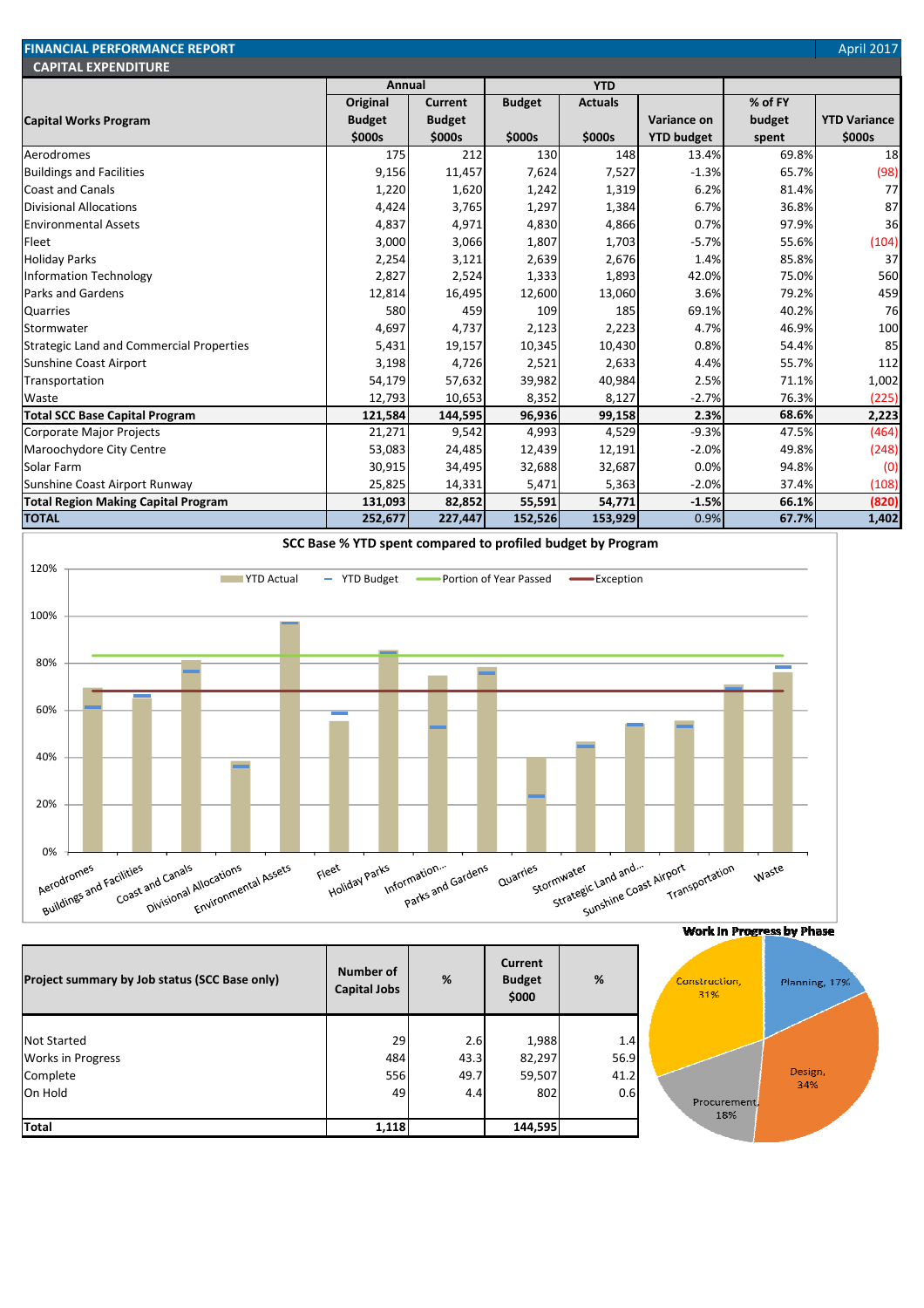# FINANCIAL PERFORMANCE REPORT

April 2017

## CAPITAL EXPENDITURE

| Capital Works Program | Annual | | YTD | | | | |
|---|---|---|---|---|---|---|---|
| | Original Budget $000s | Current Budget $000s | Budget $000s | Actuals $000s | Variance on YTD budget | % of FY budget spent | YTD Variance $000s |
| Aerodromes | 175 | 212 | 130 | 148 | 13.4% | 69.8% | 18 |
| Buildings and Facilities | 9,156 | 11,457 | 7,624 | 7,527 | -1.3% | 65.7% | (98) |
| Coast and Canals | 1,220 | 1,620 | 1,242 | 1,319 | 6.2% | 81.4% | 77 |
| Divisional Allocations | 4,424 | 3,765 | 1,297 | 1,384 | 6.7% | 36.8% | 87 |
| Environmental Assets | 4,837 | 4,971 | 4,830 | 4,866 | 0.7% | 97.9% | 36 |
| Fleet | 3,000 | 3,066 | 1,807 | 1,703 | -5.7% | 55.6% | (104) |
| Holiday Parks | 2,254 | 3,121 | 2,639 | 2,676 | 1.4% | 85.8% | 37 |
| Information Technology | 2,827 | 2,524 | 1,333 | 1,893 | 42.0% | 75.0% | 560 |
| Parks and Gardens | 12,814 | 16,495 | 12,600 | 13,060 | 3.6% | 79.2% | 459 |
| Quarries | 580 | 459 | 109 | 185 | 69.1% | 40.2% | 76 |
| Stormwater | 4,697 | 4,737 | 2,123 | 2,223 | 4.7% | 46.9% | 100 |
| Strategic Land and Commercial Properties | 5,431 | 19,157 | 10,345 | 10,430 | 0.8% | 54.4% | 85 |
| Sunshine Coast Airport | 3,198 | 4,726 | 2,521 | 2,633 | 4.4% | 55.7% | 112 |
| Transportation | 54,179 | 57,632 | 39,982 | 40,984 | 2.5% | 71.1% | 1,002 |
| Waste | 12,793 | 10,653 | 8,352 | 8,127 | -2.7% | 76.3% | (225) |
| **Total SCC Base Capital Program** | **121,584** | **144,595** | **96,936** | **99,158** | **2.3%** | **68.6%** | **2,223** |
| Corporate Major Projects | 21,271 | 9,542 | 4,993 | 4,529 | -9.3% | 47.5% | (464) |
| Maroochydore City Centre | 53,083 | 24,485 | 12,439 | 12,191 | -2.0% | 49.8% | (248) |
| Solar Farm | 30,915 | 34,495 | 32,688 | 32,687 | 0.0% | 94.8% | (0) |
| Sunshine Coast Airport Runway | 25,825 | 14,331 | 5,471 | 5,363 | -2.0% | 37.4% | (108) |
| **Total Region Making Capital Program** | **131,093** | **82,852** | **55,591** | **54,771** | **-1.5%** | **66.1%** | **(820)** |
| **TOTAL** | **252,677** | **227,447** | **152,526** | **153,929** | 0.9% | **67.7%** | **1,402** |

**SCC Base % YTD spent compared to profiled budget by Program**

| Project summary by Job status (SCC Base only) | Number of Capital Jobs | % | Current Budget $000 | % |
|---|---|---|---|---|
| Not Started | 29 | 2.6 | 1,988 | 1.4 |
| Works in Progress | 484 | 43.3 | 82,297 | 56.9 |
| Complete | 556 | 49.7 | 59,507 | 41.2 |
| On Hold | 49 | 4.4 | 802 | 0.6 |
| **Total** | **1,118** | | **144,595** | |

**Work In Progress by Phase**

Planning, 17%; Design, 34%; Procurement, 18%; Construction, 31%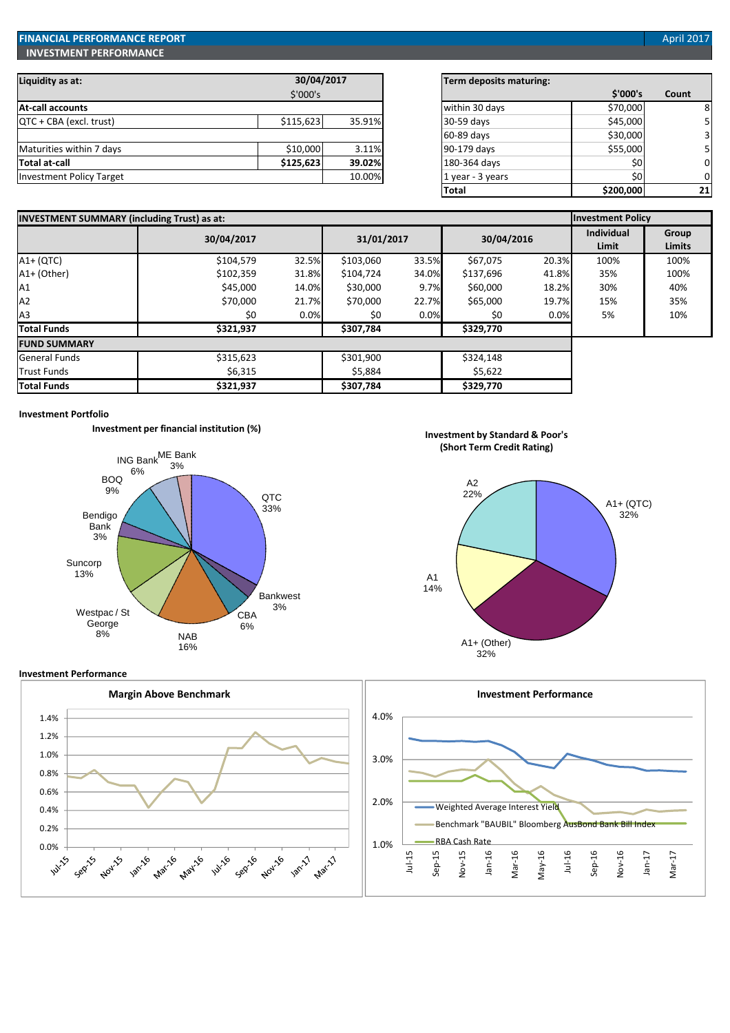**FINANCIAL PERFORMANCE REPORT** April 2017

**INVESTMENT PERFORMANCE**

| Liquidity as at: | 30/04/2017 | |
|---|---|---|
| | $'000's | |
| **At-call accounts** | | |
| QTC + CBA (excl. trust) | $115,623 | 35.91% |
| | | |
| Maturities within 7 days | $10,000 | 3.11% |
| **Total at-call** | **$125,623** | **39.02%** |
| Investment Policy Target | | 10.00% |

| Term deposits maturing: | $'000's | Count |
|---|---|---|
| within 30 days | $70,000 | 8 |
| 30-59 days | $45,000 | 5 |
| 60-89 days | $30,000 | 3 |
| 90-179 days | $55,000 | 5 |
| 180-364 days | $0 | 0 |
| 1 year - 3 years | $0 | 0 |
| **Total** | **$200,000** | **21** |

| INVESTMENT SUMMARY (including Trust) as at: | | | | | | | Investment Policy | |
|---|---|---|---|---|---|---|---|---|
| | 30/04/2017 | | 31/01/2017 | | 30/04/2016 | | Individual Limit | Group Limits |
| A1+ (QTC) | $104,579 | 32.5% | $103,060 | 33.5% | $67,075 | 20.3% | 100% | 100% |
| A1+ (Other) | $102,359 | 31.8% | $104,724 | 34.0% | $137,696 | 41.8% | 35% | 100% |
| A1 | $45,000 | 14.0% | $30,000 | 9.7% | $60,000 | 18.2% | 30% | 40% |
| A2 | $70,000 | 21.7% | $70,000 | 22.7% | $65,000 | 19.7% | 15% | 35% |
| A3 | $0 | 0.0% | $0 | 0.0% | $0 | 0.0% | 5% | 10% |
| **Total Funds** | **$321,937** | | **$307,784** | | **$329,770** | | | |
| **FUND SUMMARY** | | | | | | | | |
| General Funds | $315,623 | | $301,900 | | $324,148 | | | |
| Trust Funds | $6,315 | | $5,884 | | $5,622 | | | |
| **Total Funds** | **$321,937** | | **$307,784** | | **$329,770** | | | |

**Investment Portfolio**

**Investment per financial institution (%)**

QTC 33%
Bankwest 3%
CBA 6%
NAB 16%
Westpac / St George 8%
Suncorp 13%
Bendigo Bank 3%
BOQ 9%
ING Bank 6%
ME Bank 3%

**Investment by Standard & Poor's (Short Term Credit Rating)**

A1+ (QTC) 32%
A1+ (Other) 32%
A1 14%
A2 22%

**Investment Performance**

**Margin Above Benchmark**

1.4%
1.2%
1.0%
0.8%
0.6%
0.4%
0.2%
0.0%
Jul-15 Sep-15 Nov-15 Jan-16 Mar-16 May-16 Jul-16 Sep-16 Nov-16 Jan-17 Mar-17

**Investment Performance**

4.0%
3.0%
2.0%
1.0%
Weighted Average Interest Yield
Benchmark "BAUBIL" Bloomberg AusBond Bank Bill Index
RBA Cash Rate
Jul-15 Sep-15 Nov-15 Jan-16 Mar-16 May-16 Jul-16 Sep-16 Nov-16 Jan-17 Mar-17